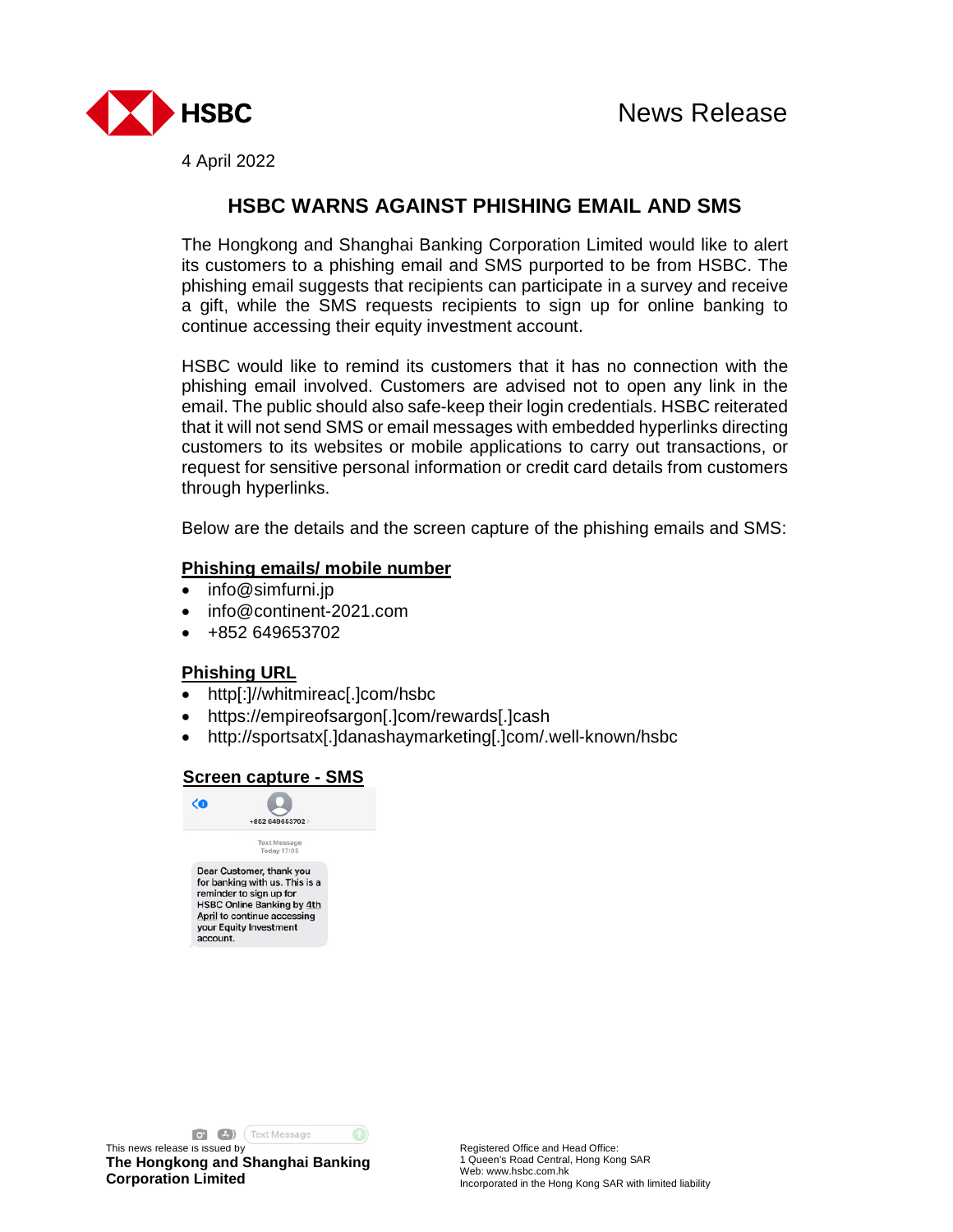News Release

4 April 2022

# HSBC WARNS AGAINST PHISHING EMAIL AND SMS

The Hongkong and Shanghai Banking Corporation Limited would like to alert its customers to a phishing email and SMS purported to be from HSBC. The phishing email suggests that recipients can participate in a survey and receive a gift, while the SMS requests recipients to sign up for online banking to continue accessing their equity investment account.

HSBC would like to remind its customers that it has no connection with the phishing email involved. Customers are advised not to open any link in the email. The public should also safe-keep their login credentials. HSBC reiterated that it will not send SMS or email messages with embedded hyperlinks directing customers to its websites or mobile applications to carry out transactions, or request for sensitive personal information or credit card details from customers through hyperlinks.

Below are the details and the screen capture of the phishing emails and SMS:

**Phishing emails/ mobile number**

- info@simfurni.jp
- info@continent-2021.com
- +852 649653702

**Phishing URL**

- http[:]//whitmireac[.]com/hsbc
- https://empireofsargon[.]com/rewards[.]cash
- http://sportsatx[.]danashaymarketing[.]com/.well-known/hsbc

**Screen capture - SMS**

+852 649653702

Text Message
Today 17:05

Dear Customer, thank you for banking with us. This is a reminder to sign up for HSBC Online Banking by 4th April to continue accessing your Equity Investment account.

This news release is issued by
**The Hongkong and Shanghai Banking Corporation Limited**

Registered Office and Head Office:
1 Queen's Road Central, Hong Kong SAR
Web: www.hsbc.com.hk
Incorporated in the Hong Kong SAR with limited liability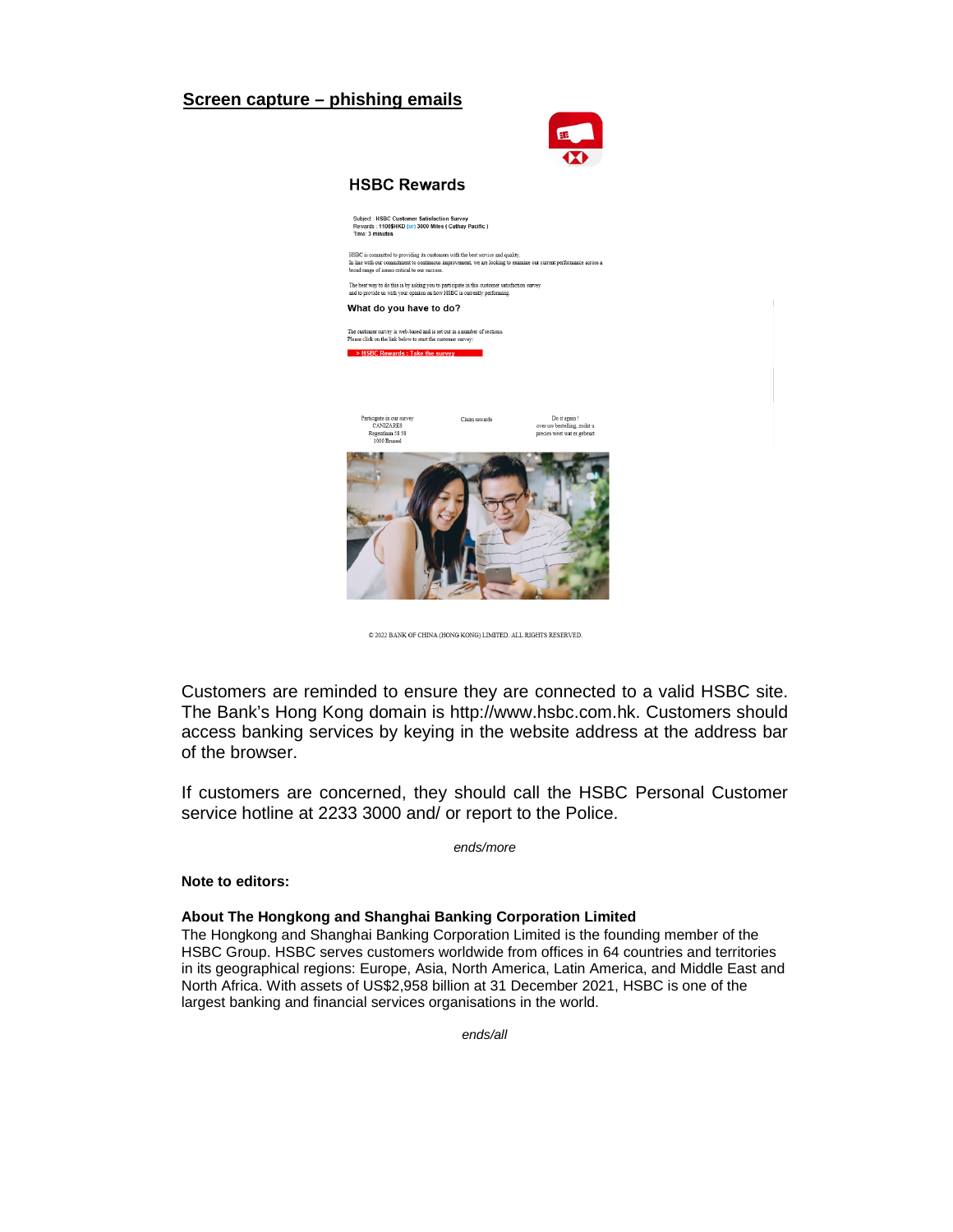**Screen capture – phishing emails**

**HSBC Rewards**

Subject : HSBC Customer Satisfaction Survey
Rewards : 1100$HKD (or) 3000 Miles ( Cathay Pacific )
Time: 3 minutes

HSBC is committed to providing its customers with the best service and quality.
In line with our commitment to continuous improvement, we are looking to examine our current performance across a broad range of issues critical to our success.

The best way to do this is by asking you to participate in this customer satisfaction survey and to provide us with your opinion on how HSBC is currently performing.

**What do you have to do?**

The customer survey is web-based and is set out in a number of sections.
Please click on the link below to start the customer survey:

> HSBC Rewards : Take the survey

Participate in our survey
CANIZARES
Regentlaan 58 58
1000 Brussel

Claim rewards

Do it again !
over uw bestelling, zodat u precies weet wat er gebeurt

© 2022 BANK OF CHINA (HONG KONG) LIMITED. ALL RIGHTS RESERVED.

Customers are reminded to ensure they are connected to a valid HSBC site. The Bank's Hong Kong domain is http://www.hsbc.com.hk. Customers should access banking services by keying in the website address at the address bar of the browser.

If customers are concerned, they should call the HSBC Personal Customer service hotline at 2233 3000 and/ or report to the Police.

*ends/more*

**Note to editors:**

**About The Hongkong and Shanghai Banking Corporation Limited**
The Hongkong and Shanghai Banking Corporation Limited is the founding member of the HSBC Group. HSBC serves customers worldwide from offices in 64 countries and territories in its geographical regions: Europe, Asia, North America, Latin America, and Middle East and North Africa. With assets of US$2,958 billion at 31 December 2021, HSBC is one of the largest banking and financial services organisations in the world.

*ends/all*